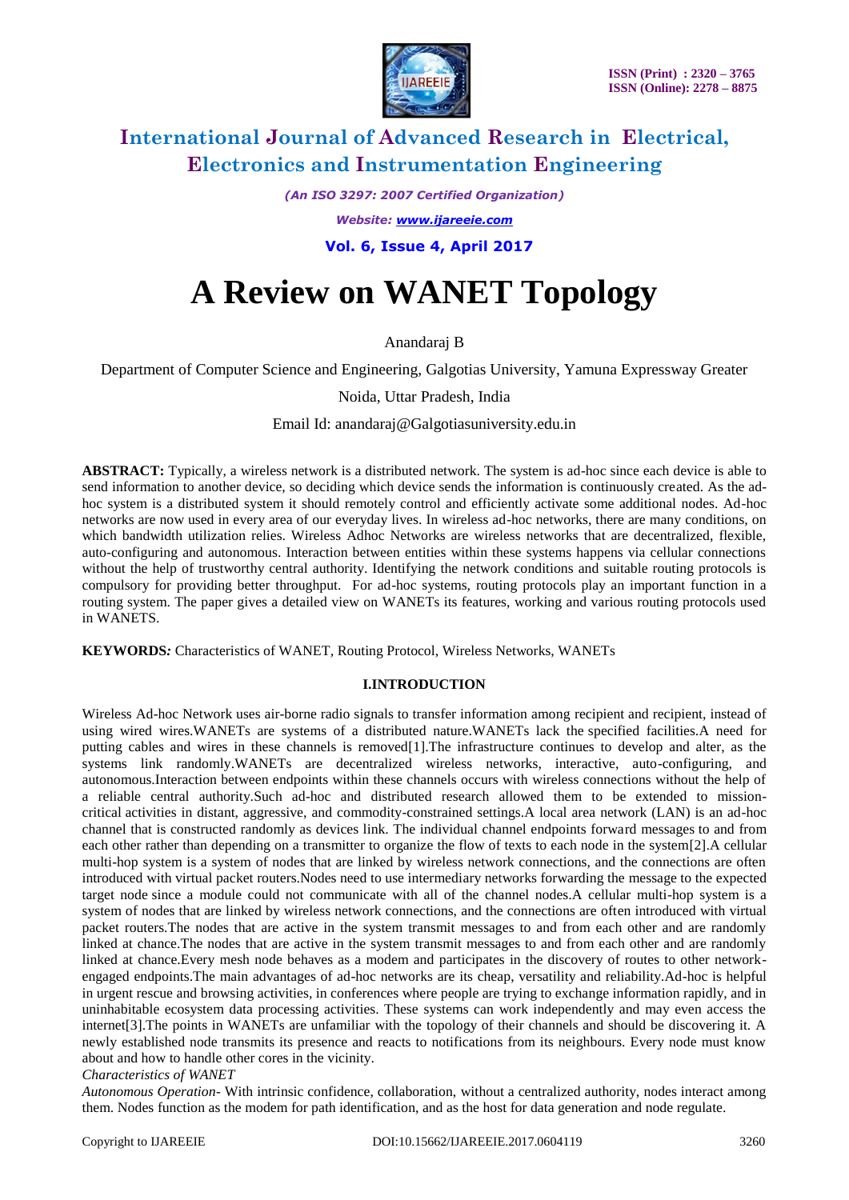# International Journal of Advanced Research in Electrical, Electronics and Instrumentation Engineering

*(An ISO 3297: 2007 Certified Organization)*

*Website: www.ijareeie.com*

**Vol. 6, Issue 4, April 2017**

# A Review on WANET Topology

Anandaraj B

Department of Computer Science and Engineering, Galgotias University, Yamuna Expressway Greater Noida, Uttar Pradesh, India

Email Id: anandaraj@Galgotiasuniversity.edu.in

**ABSTRACT:** Typically, a wireless network is a distributed network. The system is ad-hoc since each device is able to send information to another device, so deciding which device sends the information is continuously created. As the ad-hoc system is a distributed system it should remotely control and efficiently activate some additional nodes. Ad-hoc networks are now used in every area of our everyday lives. In wireless ad-hoc networks, there are many conditions, on which bandwidth utilization relies. Wireless Adhoc Networks are wireless networks that are decentralized, flexible, auto-configuring and autonomous. Interaction between entities within these systems happens via cellular connections without the help of trustworthy central authority. Identifying the network conditions and suitable routing protocols is compulsory for providing better throughput. For ad-hoc systems, routing protocols play an important function in a routing system. The paper gives a detailed view on WANETs its features, working and various routing protocols used in WANETS.

**KEYWORDS***:* Characteristics of WANET, Routing Protocol, Wireless Networks, WANETs

## I.INTRODUCTION

Wireless Ad-hoc Network uses air-borne radio signals to transfer information among recipient and recipient, instead of using wired wires.WANETs are systems of a distributed nature.WANETs lack the specified facilities.A need for putting cables and wires in these channels is removed[1].The infrastructure continues to develop and alter, as the systems link randomly.WANETs are decentralized wireless networks, interactive, auto-configuring, and autonomous.Interaction between endpoints within these channels occurs with wireless connections without the help of a reliable central authority.Such ad-hoc and distributed research allowed them to be extended to mission-critical activities in distant, aggressive, and commodity-constrained settings.A local area network (LAN) is an ad-hoc channel that is constructed randomly as devices link. The individual channel endpoints forward messages to and from each other rather than depending on a transmitter to organize the flow of texts to each node in the system[2].A cellular multi-hop system is a system of nodes that are linked by wireless network connections, and the connections are often introduced with virtual packet routers.Nodes need to use intermediary networks forwarding the message to the expected target node since a module could not communicate with all of the channel nodes.A cellular multi-hop system is a system of nodes that are linked by wireless network connections, and the connections are often introduced with virtual packet routers.The nodes that are active in the system transmit messages to and from each other and are randomly linked at chance.The nodes that are active in the system transmit messages to and from each other and are randomly linked at chance.Every mesh node behaves as a modem and participates in the discovery of routes to other network-engaged endpoints.The main advantages of ad-hoc networks are its cheap, versatility and reliability.Ad-hoc is helpful in urgent rescue and browsing activities, in conferences where people are trying to exchange information rapidly, and in uninhabitable ecosystem data processing activities. These systems can work independently and may even access the internet[3].The points in WANETs are unfamiliar with the topology of their channels and should be discovering it. A newly established node transmits its presence and reacts to notifications from its neighbours. Every node must know about and how to handle other cores in the vicinity.

*Characteristics of WANET*

*Autonomous Operation-* With intrinsic confidence, collaboration, without a centralized authority, nodes interact among them. Nodes function as the modem for path identification, and as the host for data generation and node regulate.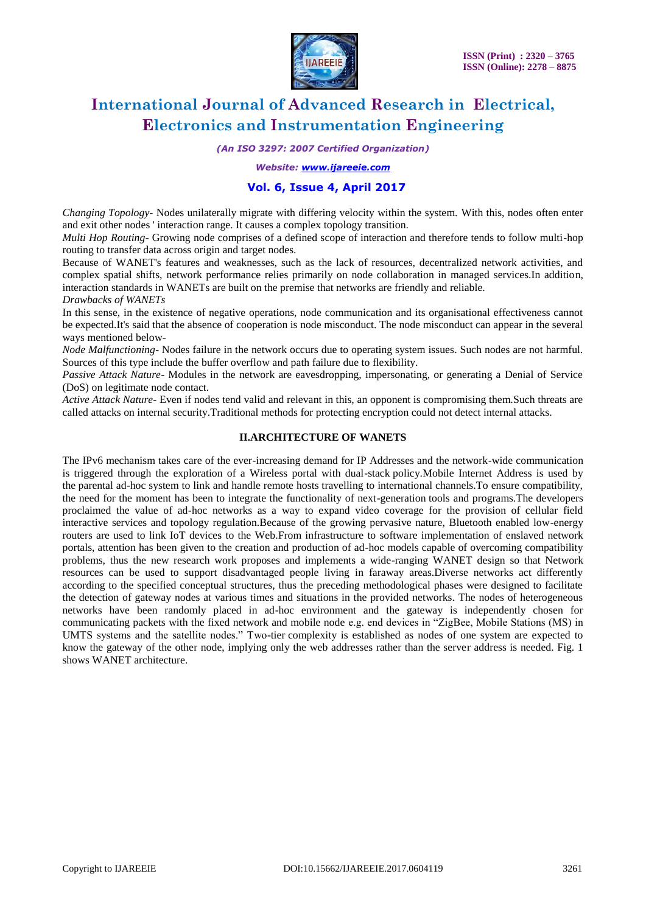*Changing Topology*- Nodes unilaterally migrate with differing velocity within the system. With this, nodes often enter and exit other nodes ' interaction range. It causes a complex topology transition.

*Multi Hop Routing*- Growing node comprises of a defined scope of interaction and therefore tends to follow multi-hop routing to transfer data across origin and target nodes.

Because of WANET's features and weaknesses, such as the lack of resources, decentralized network activities, and complex spatial shifts, network performance relies primarily on node collaboration in managed services.In addition, interaction standards in WANETs are built on the premise that networks are friendly and reliable.

*Drawbacks of WANETs*

In this sense, in the existence of negative operations, node communication and its organisational effectiveness cannot be expected.It's said that the absence of cooperation is node misconduct. The node misconduct can appear in the several ways mentioned below-

*Node Malfunctioning*- Nodes failure in the network occurs due to operating system issues. Such nodes are not harmful. Sources of this type include the buffer overflow and path failure due to flexibility.

*Passive Attack Nature*- Modules in the network are eavesdropping, impersonating, or generating a Denial of Service (DoS) on legitimate node contact.

*Active Attack Nature*- Even if nodes tend valid and relevant in this, an opponent is compromising them.Such threats are called attacks on internal security.Traditional methods for protecting encryption could not detect internal attacks.

## II.ARCHITECTURE OF WANETS

The IPv6 mechanism takes care of the ever-increasing demand for IP Addresses and the network-wide communication is triggered through the exploration of a Wireless portal with dual-stack policy.Mobile Internet Address is used by the parental ad-hoc system to link and handle remote hosts travelling to international channels.To ensure compatibility, the need for the moment has been to integrate the functionality of next-generation tools and programs.The developers proclaimed the value of ad-hoc networks as a way to expand video coverage for the provision of cellular field interactive services and topology regulation.Because of the growing pervasive nature, Bluetooth enabled low-energy routers are used to link IoT devices to the Web.From infrastructure to software implementation of enslaved network portals, attention has been given to the creation and production of ad-hoc models capable of overcoming compatibility problems, thus the new research work proposes and implements a wide-ranging WANET design so that Network resources can be used to support disadvantaged people living in faraway areas.Diverse networks act differently according to the specified conceptual structures, thus the preceding methodological phases were designed to facilitate the detection of gateway nodes at various times and situations in the provided networks. The nodes of heterogeneous networks have been randomly placed in ad-hoc environment and the gateway is independently chosen for communicating packets with the fixed network and mobile node e.g. end devices in "ZigBee, Mobile Stations (MS) in UMTS systems and the satellite nodes." Two-tier complexity is established as nodes of one system are expected to know the gateway of the other node, implying only the web addresses rather than the server address is needed. Fig. 1 shows WANET architecture.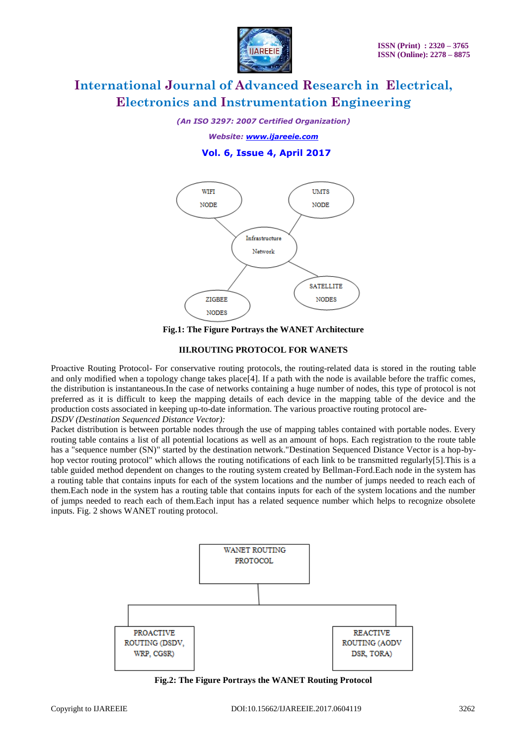Fig.1: The Figure Portrays the WANET Architecture

## III.ROUTING PROTOCOL FOR WANETS

Proactive Routing Protocol- For conservative routing protocols, the routing-related data is stored in the routing table and only modified when a topology change takes place[4]. If a path with the node is available before the traffic comes, the distribution is instantaneous.In the case of networks containing a huge number of nodes, this type of protocol is not preferred as it is difficult to keep the mapping details of each device in the mapping table of the device and the production costs associated in keeping up-to-date information. The various proactive routing protocol are-

*DSDV (Destination Sequenced Distance Vector):*

Packet distribution is between portable nodes through the use of mapping tables contained with portable nodes. Every routing table contains a list of all potential locations as well as an amount of hops. Each registration to the route table has a "sequence number (SN)" started by the destination network."Destination Sequenced Distance Vector is a hop-by-hop vector routing protocol" which allows the routing notifications of each link to be transmitted regularly[5].This is a table guided method dependent on changes to the routing system created by Bellman-Ford.Each node in the system has a routing table that contains inputs for each of the system locations and the number of jumps needed to reach each of them.Each node in the system has a routing table that contains inputs for each of the system locations and the number of jumps needed to reach each of them.Each input has a related sequence number which helps to recognize obsolete inputs. Fig. 2 shows WANET routing protocol.

Fig.2: The Figure Portrays the WANET Routing Protocol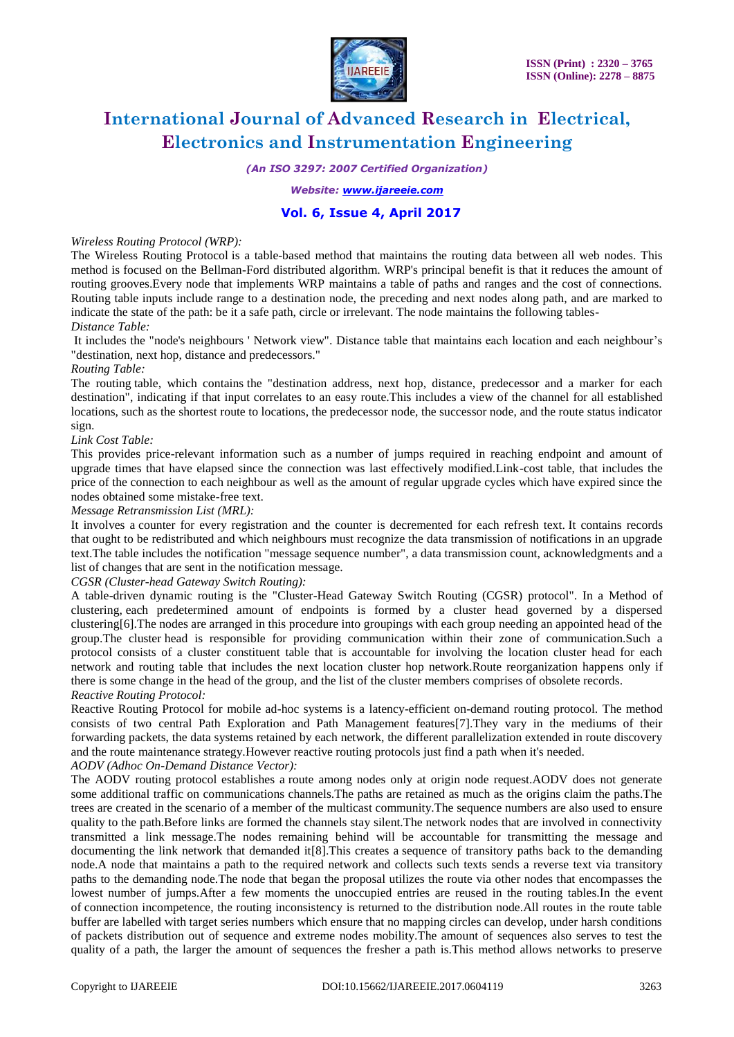*Wireless Routing Protocol (WRP):*

The Wireless Routing Protocol is a table-based method that maintains the routing data between all web nodes. This method is focused on the Bellman-Ford distributed algorithm. WRP's principal benefit is that it reduces the amount of routing grooves.Every node that implements WRP maintains a table of paths and ranges and the cost of connections. Routing table inputs include range to a destination node, the preceding and next nodes along path, and are marked to indicate the state of the path: be it a safe path, circle or irrelevant. The node maintains the following tables-

*Distance Table:*

It includes the "node's neighbours ' Network view". Distance table that maintains each location and each neighbour's "destination, next hop, distance and predecessors."

*Routing Table:*

The routing table, which contains the "destination address, next hop, distance, predecessor and a marker for each destination", indicating if that input correlates to an easy route.This includes a view of the channel for all established locations, such as the shortest route to locations, the predecessor node, the successor node, and the route status indicator sign.

*Link Cost Table:*

This provides price-relevant information such as a number of jumps required in reaching endpoint and amount of upgrade times that have elapsed since the connection was last effectively modified.Link-cost table, that includes the price of the connection to each neighbour as well as the amount of regular upgrade cycles which have expired since the nodes obtained some mistake-free text.

*Message Retransmission List (MRL):*

It involves a counter for every registration and the counter is decremented for each refresh text. It contains records that ought to be redistributed and which neighbours must recognize the data transmission of notifications in an upgrade text.The table includes the notification "message sequence number", a data transmission count, acknowledgments and a list of changes that are sent in the notification message.

*CGSR (Cluster-head Gateway Switch Routing):*

A table-driven dynamic routing is the "Cluster-Head Gateway Switch Routing (CGSR) protocol". In a Method of clustering, each predetermined amount of endpoints is formed by a cluster head governed by a dispersed clustering[6].The nodes are arranged in this procedure into groupings with each group needing an appointed head of the group.The cluster head is responsible for providing communication within their zone of communication.Such a protocol consists of a cluster constituent table that is accountable for involving the location cluster head for each network and routing table that includes the next location cluster hop network.Route reorganization happens only if there is some change in the head of the group, and the list of the cluster members comprises of obsolete records.

*Reactive Routing Protocol:*

Reactive Routing Protocol for mobile ad-hoc systems is a latency-efficient on-demand routing protocol. The method consists of two central Path Exploration and Path Management features[7].They vary in the mediums of their forwarding packets, the data systems retained by each network, the different parallelization extended in route discovery and the route maintenance strategy.However reactive routing protocols just find a path when it's needed.

*AODV (Adhoc On-Demand Distance Vector):*

The AODV routing protocol establishes a route among nodes only at origin node request.AODV does not generate some additional traffic on communications channels.The paths are retained as much as the origins claim the paths.The trees are created in the scenario of a member of the multicast community.The sequence numbers are also used to ensure quality to the path.Before links are formed the channels stay silent.The network nodes that are involved in connectivity transmitted a link message.The nodes remaining behind will be accountable for transmitting the message and documenting the link network that demanded it[8].This creates a sequence of transitory paths back to the demanding node.A node that maintains a path to the required network and collects such texts sends a reverse text via transitory paths to the demanding node.The node that began the proposal utilizes the route via other nodes that encompasses the lowest number of jumps.After a few moments the unoccupied entries are reused in the routing tables.In the event of connection incompetence, the routing inconsistency is returned to the distribution node.All routes in the route table buffer are labelled with target series numbers which ensure that no mapping circles can develop, under harsh conditions of packets distribution out of sequence and extreme nodes mobility.The amount of sequences also serves to test the quality of a path, the larger the amount of sequences the fresher a path is.This method allows networks to preserve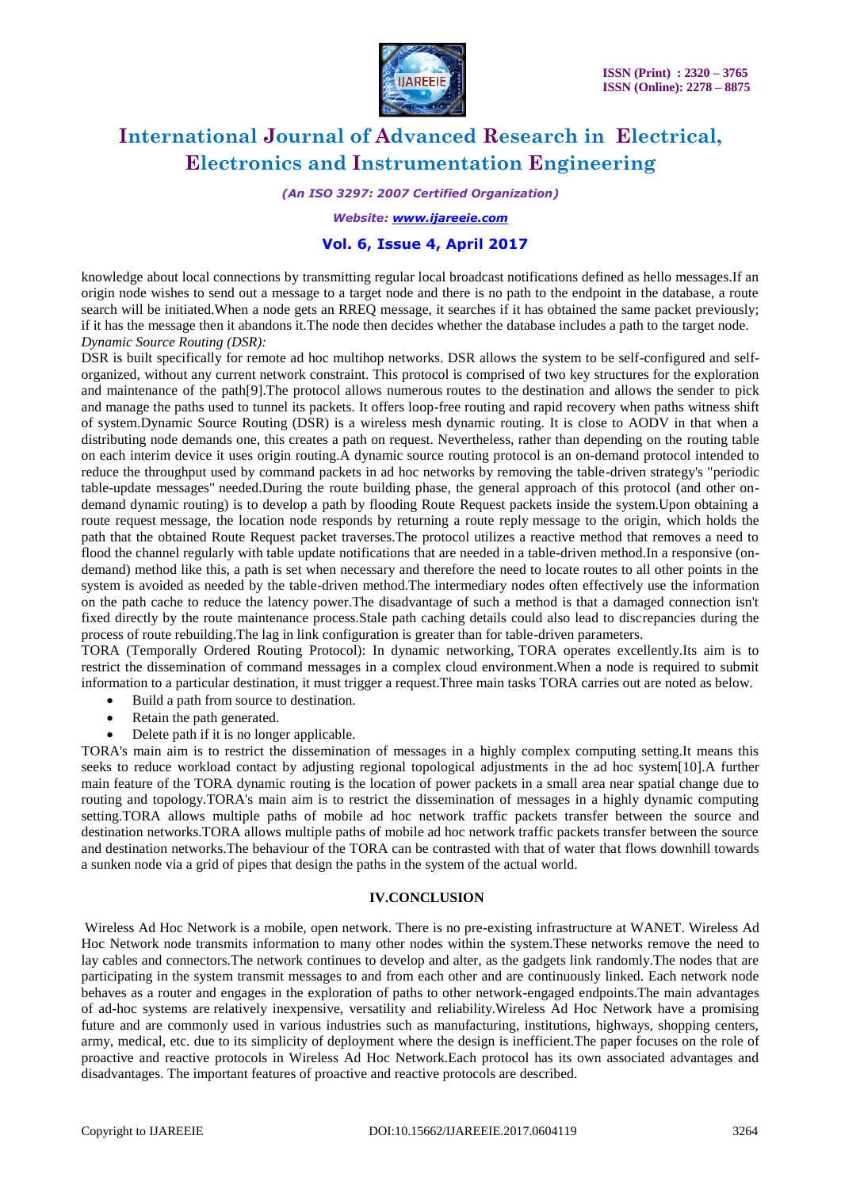knowledge about local connections by transmitting regular local broadcast notifications defined as hello messages.If an origin node wishes to send out a message to a target node and there is no path to the endpoint in the database, a route search will be initiated.When a node gets an RREQ message, it searches if it has obtained the same packet previously; if it has the message then it abandons it.The node then decides whether the database includes a path to the target node.

*Dynamic Source Routing (DSR):*

DSR is built specifically for remote ad hoc multihop networks. DSR allows the system to be self-configured and self-organized, without any current network constraint. This protocol is comprised of two key structures for the exploration and maintenance of the path[9].The protocol allows numerous routes to the destination and allows the sender to pick and manage the paths used to tunnel its packets. It offers loop-free routing and rapid recovery when paths witness shift of system.Dynamic Source Routing (DSR) is a wireless mesh dynamic routing. It is close to AODV in that when a distributing node demands one, this creates a path on request. Nevertheless, rather than depending on the routing table on each interim device it uses origin routing.A dynamic source routing protocol is an on-demand protocol intended to reduce the throughput used by command packets in ad hoc networks by removing the table-driven strategy's "periodic table-update messages" needed.During the route building phase, the general approach of this protocol (and other on-demand dynamic routing) is to develop a path by flooding Route Request packets inside the system.Upon obtaining a route request message, the location node responds by returning a route reply message to the origin, which holds the path that the obtained Route Request packet traverses.The protocol utilizes a reactive method that removes a need to flood the channel regularly with table update notifications that are needed in a table-driven method.In a responsive (on-demand) method like this, a path is set when necessary and therefore the need to locate routes to all other points in the system is avoided as needed by the table-driven method.The intermediary nodes often effectively use the information on the path cache to reduce the latency power.The disadvantage of such a method is that a damaged connection isn't fixed directly by the route maintenance process.Stale path caching details could also lead to discrepancies during the process of route rebuilding.The lag in link configuration is greater than for table-driven parameters.

TORA (Temporally Ordered Routing Protocol): In dynamic networking, TORA operates excellently.Its aim is to restrict the dissemination of command messages in a complex cloud environment.When a node is required to submit information to a particular destination, it must trigger a request.Three main tasks TORA carries out are noted as below.

- Build a path from source to destination.
- Retain the path generated.
- Delete path if it is no longer applicable.

TORA's main aim is to restrict the dissemination of messages in a highly complex computing setting.It means this seeks to reduce workload contact by adjusting regional topological adjustments in the ad hoc system[10].A further main feature of the TORA dynamic routing is the location of power packets in a small area near spatial change due to routing and topology.TORA's main aim is to restrict the dissemination of messages in a highly dynamic computing setting.TORA allows multiple paths of mobile ad hoc network traffic packets transfer between the source and destination networks.TORA allows multiple paths of mobile ad hoc network traffic packets transfer between the source and destination networks.The behaviour of the TORA can be contrasted with that of water that flows downhill towards a sunken node via a grid of pipes that design the paths in the system of the actual world.

## IV.CONCLUSION

Wireless Ad Hoc Network is a mobile, open network. There is no pre-existing infrastructure at WANET. Wireless Ad Hoc Network node transmits information to many other nodes within the system.These networks remove the need to lay cables and connectors.The network continues to develop and alter, as the gadgets link randomly.The nodes that are participating in the system transmit messages to and from each other and are continuously linked. Each network node behaves as a router and engages in the exploration of paths to other network-engaged endpoints.The main advantages of ad-hoc systems are relatively inexpensive, versatility and reliability.Wireless Ad Hoc Network have a promising future and are commonly used in various industries such as manufacturing, institutions, highways, shopping centers, army, medical, etc. due to its simplicity of deployment where the design is inefficient.The paper focuses on the role of proactive and reactive protocols in Wireless Ad Hoc Network.Each protocol has its own associated advantages and disadvantages. The important features of proactive and reactive protocols are described.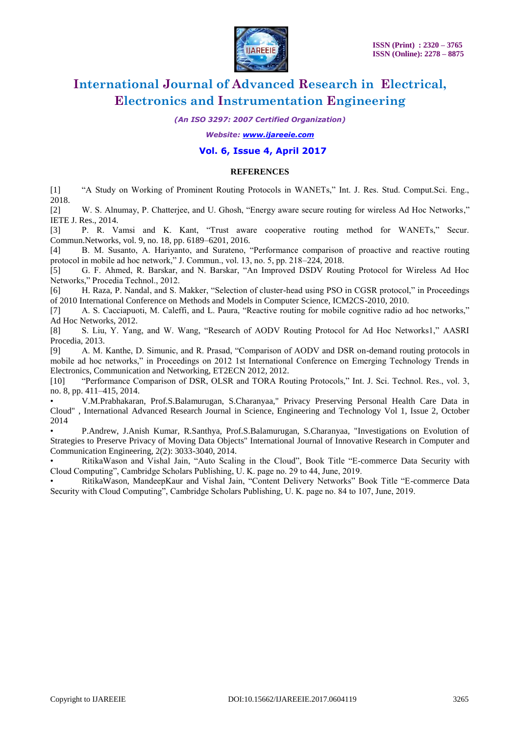**REFERENCES**

[1] "A Study on Working of Prominent Routing Protocols in WANETs," Int. J. Res. Stud. Comput.Sci. Eng., 2018.

[2] W. S. Alnumay, P. Chatterjee, and U. Ghosh, "Energy aware secure routing for wireless Ad Hoc Networks," IETE J. Res., 2014.

[3] P. R. Vamsi and K. Kant, "Trust aware cooperative routing method for WANETs," Secur. Commun.Networks, vol. 9, no. 18, pp. 6189–6201, 2016.

[4] B. M. Susanto, A. Hariyanto, and Surateno, "Performance comparison of proactive and reactive routing protocol in mobile ad hoc network," J. Commun., vol. 13, no. 5, pp. 218–224, 2018.

[5] G. F. Ahmed, R. Barskar, and N. Barskar, "An Improved DSDV Routing Protocol for Wireless Ad Hoc Networks," Procedia Technol., 2012.

[6] H. Raza, P. Nandal, and S. Makker, "Selection of cluster-head using PSO in CGSR protocol," in Proceedings of 2010 International Conference on Methods and Models in Computer Science, ICM2CS-2010, 2010.

[7] A. S. Cacciapuoti, M. Caleffi, and L. Paura, "Reactive routing for mobile cognitive radio ad hoc networks," Ad Hoc Networks, 2012.

[8] S. Liu, Y. Yang, and W. Wang, "Research of AODV Routing Protocol for Ad Hoc Networks1," AASRI Procedia, 2013.

[9] A. M. Kanthe, D. Simunic, and R. Prasad, "Comparison of AODV and DSR on-demand routing protocols in mobile ad hoc networks," in Proceedings on 2012 1st International Conference on Emerging Technology Trends in Electronics, Communication and Networking, ET2ECN 2012, 2012.

[10] "Performance Comparison of DSR, OLSR and TORA Routing Protocols," Int. J. Sci. Technol. Res., vol. 3, no. 8, pp. 411–415, 2014.

- V.M.Prabhakaran, Prof.S.Balamurugan, S.Charanyaa," Privacy Preserving Personal Health Care Data in Cloud" , International Advanced Research Journal in Science, Engineering and Technology Vol 1, Issue 2, October 2014
- P.Andrew, J.Anish Kumar, R.Santhya, Prof.S.Balamurugan, S.Charanyaa, "Investigations on Evolution of Strategies to Preserve Privacy of Moving Data Objects" International Journal of Innovative Research in Computer and Communication Engineering, 2(2): 3033-3040, 2014.
- RitikaWason and Vishal Jain, "Auto Scaling in the Cloud", Book Title "E-commerce Data Security with Cloud Computing", Cambridge Scholars Publishing, U. K. page no. 29 to 44, June, 2019.
- RitikaWason, MandeepKaur and Vishal Jain, "Content Delivery Networks" Book Title "E-commerce Data Security with Cloud Computing", Cambridge Scholars Publishing, U. K. page no. 84 to 107, June, 2019.